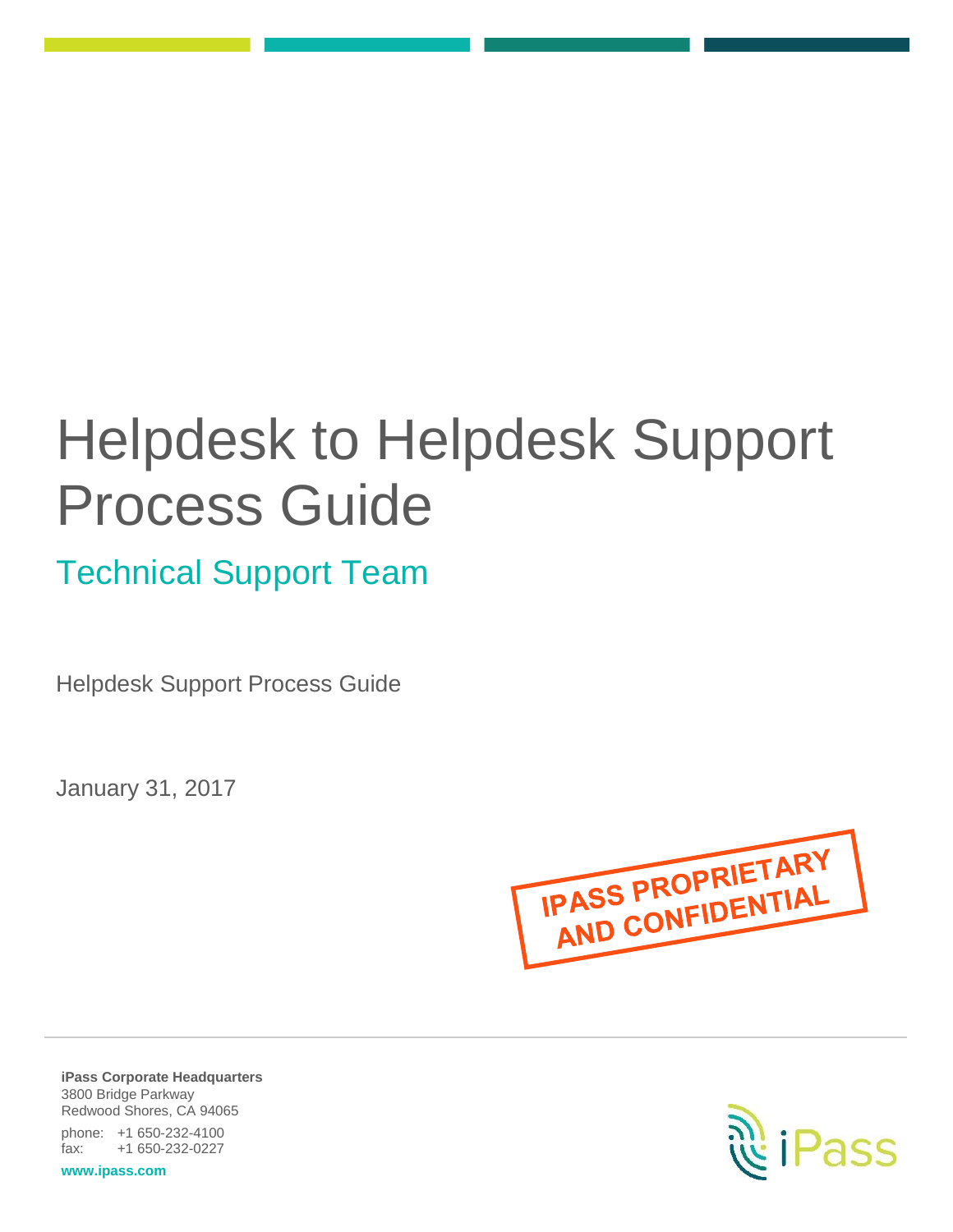# Helpdesk to Helpdesk Support Process Guide

## Technical Support Team

Helpdesk Support Process Guide

January 31, 2017

IPASS PROPRIETARY AND CONFIDENTIAL

**iPass Corporate Headquarters**
3800 Bridge Parkway
Redwood Shores, CA 94065

phone: +1 650-232-4100
fax: +1 650-232-0227

**www.ipass.com**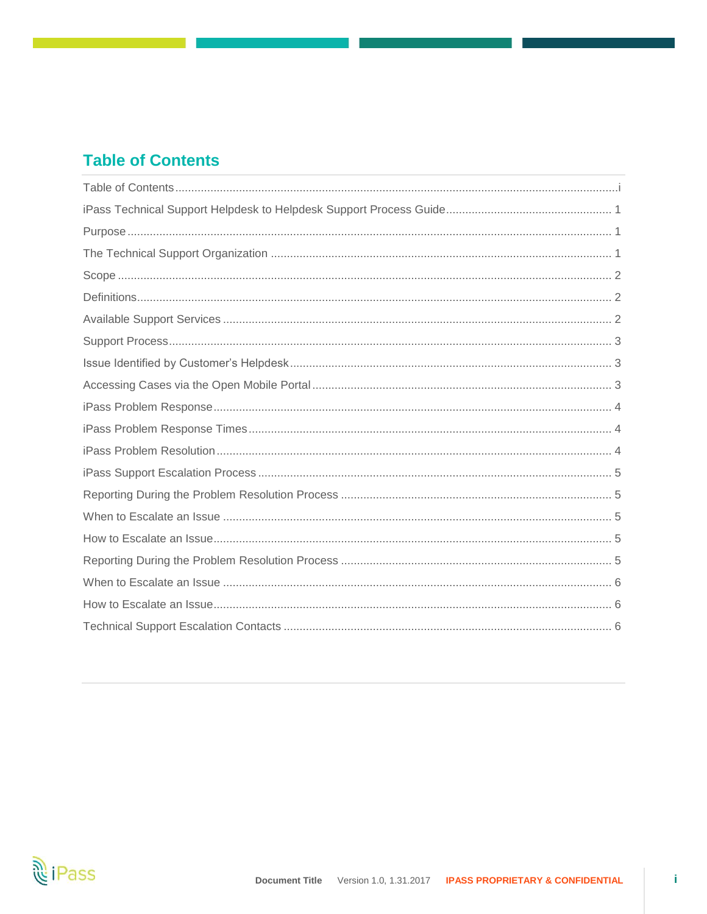## Table of Contents

Table of Contents ........................................................................................................................ i
iPass Technical Support Helpdesk to Helpdesk Support Process Guide .................................................. 1
Purpose ........................................................................................................................................ 1
The Technical Support Organization ................................................................................................ 1
Scope ........................................................................................................................................... 2
Definitions ..................................................................................................................................... 2
Available Support Services ............................................................................................................. 2
Support Process ............................................................................................................................. 3
Issue Identified by Customer's Helpdesk ........................................................................................... 3
Accessing Cases via the Open Mobile Portal ..................................................................................... 3
iPass Problem Response ................................................................................................................. 4
iPass Problem Response Times ....................................................................................................... 4
iPass Problem Resolution ................................................................................................................ 4
iPass Support Escalation Process .................................................................................................... 5
Reporting During the Problem Resolution Process ............................................................................. 5
When to Escalate an Issue .............................................................................................................. 5
How to Escalate an Issue ................................................................................................................ 5
Reporting During the Problem Resolution Process ............................................................................. 5
When to Escalate an Issue .............................................................................................................. 6
How to Escalate an Issue ................................................................................................................ 6
Technical Support Escalation Contacts ............................................................................................. 6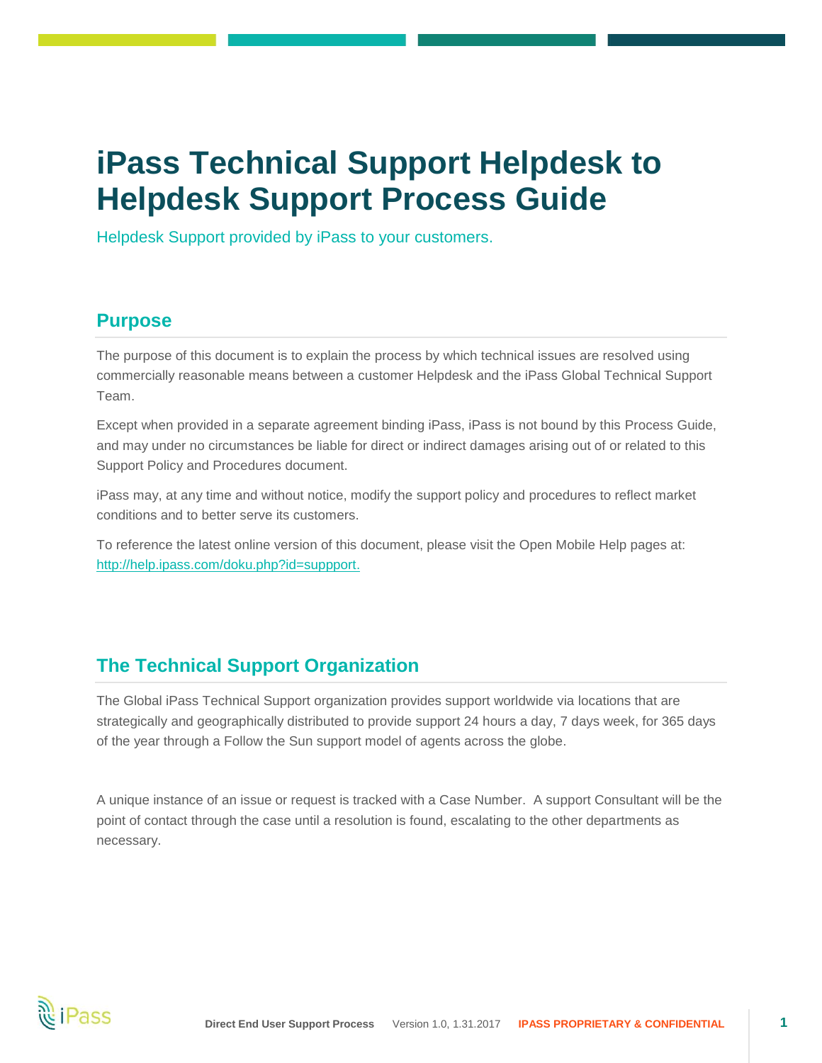# iPass Technical Support Helpdesk to Helpdesk Support Process Guide

Helpdesk Support provided by iPass to your customers.

## Purpose

The purpose of this document is to explain the process by which technical issues are resolved using commercially reasonable means between a customer Helpdesk and the iPass Global Technical Support Team.

Except when provided in a separate agreement binding iPass, iPass is not bound by this Process Guide, and may under no circumstances be liable for direct or indirect damages arising out of or related to this Support Policy and Procedures document.

iPass may, at any time and without notice, modify the support policy and procedures to reflect market conditions and to better serve its customers.

To reference the latest online version of this document, please visit the Open Mobile Help pages at: http://help.ipass.com/doku.php?id=suppport.

## The Technical Support Organization

The Global iPass Technical Support organization provides support worldwide via locations that are strategically and geographically distributed to provide support 24 hours a day, 7 days week, for 365 days of the year through a Follow the Sun support model of agents across the globe.

A unique instance of an issue or request is tracked with a Case Number. A support Consultant will be the point of contact through the case until a resolution is found, escalating to the other departments as necessary.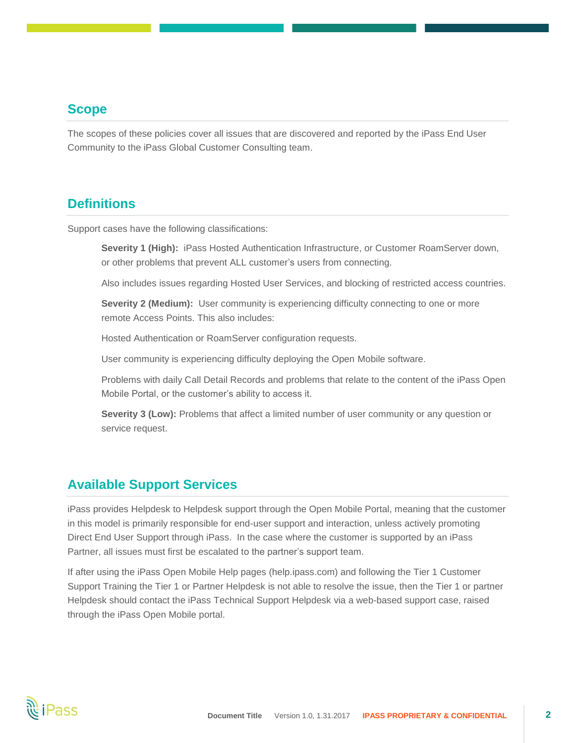## Scope

The scopes of these policies cover all issues that are discovered and reported by the iPass End User Community to the iPass Global Customer Consulting team.

## Definitions

Support cases have the following classifications:

> **Severity 1 (High):** iPass Hosted Authentication Infrastructure, or Customer RoamServer down, or other problems that prevent ALL customer's users from connecting.
>
> Also includes issues regarding Hosted User Services, and blocking of restricted access countries.
>
> **Severity 2 (Medium):** User community is experiencing difficulty connecting to one or more remote Access Points. This also includes:
>
> Hosted Authentication or RoamServer configuration requests.
>
> User community is experiencing difficulty deploying the Open Mobile software.
>
> Problems with daily Call Detail Records and problems that relate to the content of the iPass Open Mobile Portal, or the customer's ability to access it.
>
> **Severity 3 (Low):** Problems that affect a limited number of user community or any question or service request.

## Available Support Services

iPass provides Helpdesk to Helpdesk support through the Open Mobile Portal, meaning that the customer in this model is primarily responsible for end-user support and interaction, unless actively promoting Direct End User Support through iPass. In the case where the customer is supported by an iPass Partner, all issues must first be escalated to the partner's support team.

If after using the iPass Open Mobile Help pages (help.ipass.com) and following the Tier 1 Customer Support Training the Tier 1 or Partner Helpdesk is not able to resolve the issue, then the Tier 1 or partner Helpdesk should contact the iPass Technical Support Helpdesk via a web-based support case, raised through the iPass Open Mobile portal.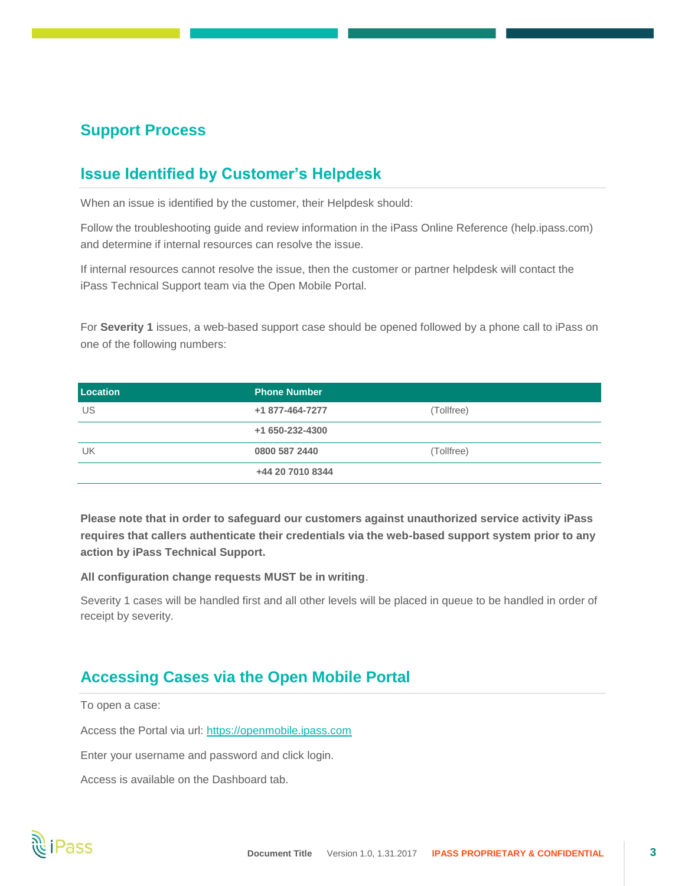## Support Process

## Issue Identified by Customer's Helpdesk

When an issue is identified by the customer, their Helpdesk should:

Follow the troubleshooting guide and review information in the iPass Online Reference (help.ipass.com) and determine if internal resources can resolve the issue.

If internal resources cannot resolve the issue, then the customer or partner helpdesk will contact the iPass Technical Support team via the Open Mobile Portal.

For **Severity 1** issues, a web-based support case should be opened followed by a phone call to iPass on one of the following numbers:

| Location | Phone Number | |
|---|---|---|
| US | **+1 877-464-7277** | (Tollfree) |
| | **+1 650-232-4300** | |
| UK | **0800 587 2440** | (Tollfree) |
| | **+44 20 7010 8344** | |

**Please note that in order to safeguard our customers against unauthorized service activity iPass requires that callers authenticate their credentials via the web-based support system prior to any action by iPass Technical Support.**

**All configuration change requests MUST be in writing**.

Severity 1 cases will be handled first and all other levels will be placed in queue to be handled in order of receipt by severity.

## Accessing Cases via the Open Mobile Portal

To open a case:

Access the Portal via url: [https://openmobile.ipass.com](https://openmobile.ipass.com)

Enter your username and password and click login.

Access is available on the Dashboard tab.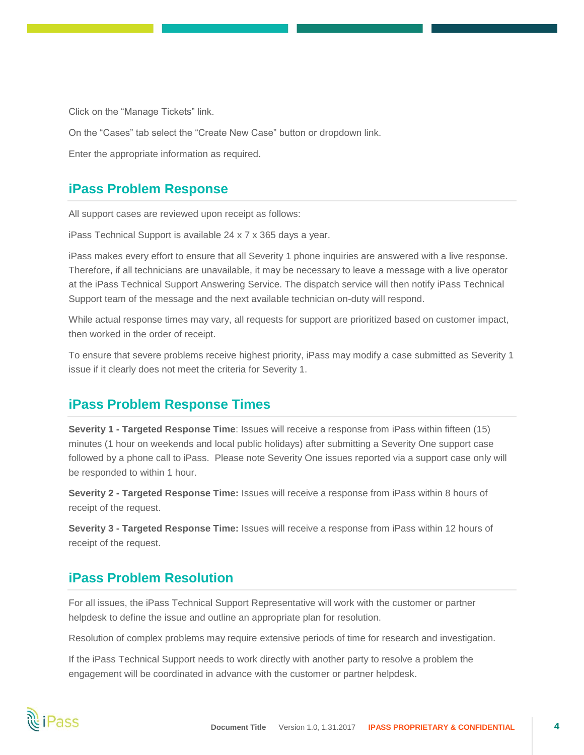Click on the "Manage Tickets" link.

On the "Cases" tab select the "Create New Case" button or dropdown link.

Enter the appropriate information as required.

## iPass Problem Response

All support cases are reviewed upon receipt as follows:

iPass Technical Support is available 24 x 7 x 365 days a year.

iPass makes every effort to ensure that all Severity 1 phone inquiries are answered with a live response. Therefore, if all technicians are unavailable, it may be necessary to leave a message with a live operator at the iPass Technical Support Answering Service. The dispatch service will then notify iPass Technical Support team of the message and the next available technician on-duty will respond.

While actual response times may vary, all requests for support are prioritized based on customer impact, then worked in the order of receipt.

To ensure that severe problems receive highest priority, iPass may modify a case submitted as Severity 1 issue if it clearly does not meet the criteria for Severity 1.

## iPass Problem Response Times

**Severity 1 - Targeted Response Time**: Issues will receive a response from iPass within fifteen (15) minutes (1 hour on weekends and local public holidays) after submitting a Severity One support case followed by a phone call to iPass. Please note Severity One issues reported via a support case only will be responded to within 1 hour.

**Severity 2 - Targeted Response Time:** Issues will receive a response from iPass within 8 hours of receipt of the request.

**Severity 3 - Targeted Response Time:** Issues will receive a response from iPass within 12 hours of receipt of the request.

## iPass Problem Resolution

For all issues, the iPass Technical Support Representative will work with the customer or partner helpdesk to define the issue and outline an appropriate plan for resolution.

Resolution of complex problems may require extensive periods of time for research and investigation.

If the iPass Technical Support needs to work directly with another party to resolve a problem the engagement will be coordinated in advance with the customer or partner helpdesk.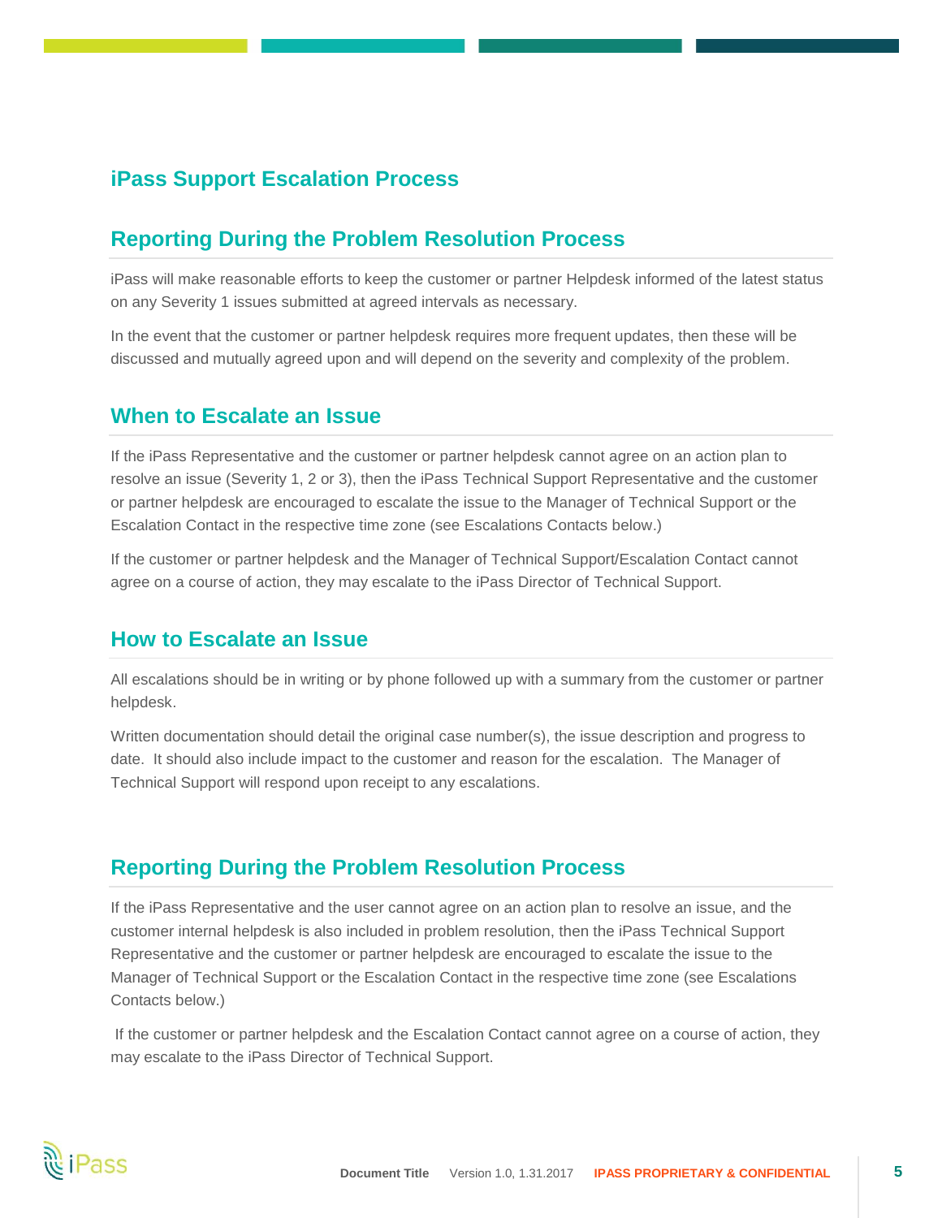# iPass Support Escalation Process

## Reporting During the Problem Resolution Process

iPass will make reasonable efforts to keep the customer or partner Helpdesk informed of the latest status on any Severity 1 issues submitted at agreed intervals as necessary.

In the event that the customer or partner helpdesk requires more frequent updates, then these will be discussed and mutually agreed upon and will depend on the severity and complexity of the problem.

## When to Escalate an Issue

If the iPass Representative and the customer or partner helpdesk cannot agree on an action plan to resolve an issue (Severity 1, 2 or 3), then the iPass Technical Support Representative and the customer or partner helpdesk are encouraged to escalate the issue to the Manager of Technical Support or the Escalation Contact in the respective time zone (see Escalations Contacts below.)

If the customer or partner helpdesk and the Manager of Technical Support/Escalation Contact cannot agree on a course of action, they may escalate to the iPass Director of Technical Support.

## How to Escalate an Issue

All escalations should be in writing or by phone followed up with a summary from the customer or partner helpdesk.

Written documentation should detail the original case number(s), the issue description and progress to date. It should also include impact to the customer and reason for the escalation. The Manager of Technical Support will respond upon receipt to any escalations.

## Reporting During the Problem Resolution Process

If the iPass Representative and the user cannot agree on an action plan to resolve an issue, and the customer internal helpdesk is also included in problem resolution, then the iPass Technical Support Representative and the customer or partner helpdesk are encouraged to escalate the issue to the Manager of Technical Support or the Escalation Contact in the respective time zone (see Escalations Contacts below.)

If the customer or partner helpdesk and the Escalation Contact cannot agree on a course of action, they may escalate to the iPass Director of Technical Support.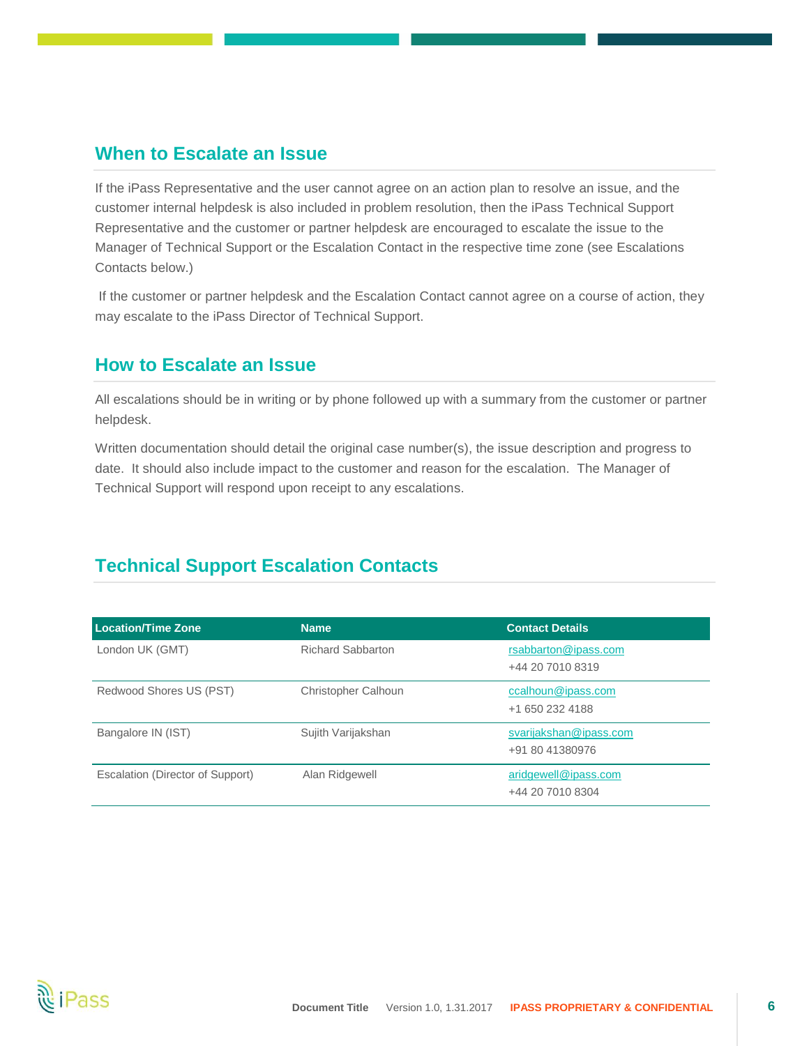## When to Escalate an Issue

If the iPass Representative and the user cannot agree on an action plan to resolve an issue, and the customer internal helpdesk is also included in problem resolution, then the iPass Technical Support Representative and the customer or partner helpdesk are encouraged to escalate the issue to the Manager of Technical Support or the Escalation Contact in the respective time zone (see Escalations Contacts below.)

If the customer or partner helpdesk and the Escalation Contact cannot agree on a course of action, they may escalate to the iPass Director of Technical Support.

## How to Escalate an Issue

All escalations should be in writing or by phone followed up with a summary from the customer or partner helpdesk.

Written documentation should detail the original case number(s), the issue description and progress to date. It should also include impact to the customer and reason for the escalation. The Manager of Technical Support will respond upon receipt to any escalations.

## Technical Support Escalation Contacts

| Location/Time Zone | Name | Contact Details |
|---|---|---|
| London UK (GMT) | Richard Sabbarton | rsabbarton@ipass.com<br>+44 20 7010 8319 |
| Redwood Shores US (PST) | Christopher Calhoun | ccalhoun@ipass.com<br>+1 650 232 4188 |
| Bangalore IN (IST) | Sujith Varijakshan | svarijakshan@ipass.com<br>+91 80 41380976 |
| Escalation (Director of Support) | Alan Ridgewell | aridgewell@ipass.com<br>+44 20 7010 8304 |